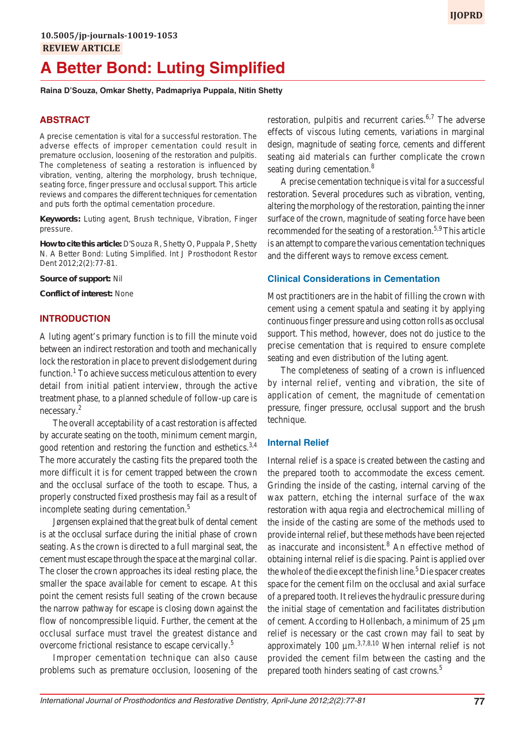10.5005/jp-journals-10019-1053

REVIEW ARTICLE

# A Better Bond: Luting Simplified

**Raina D'Souza, Omkar Shetty, Padmapriya Puppala, Nitin Shetty**

## ABSTRACT

A precise cementation is vital for a successful restoration. The adverse effects of improper cementation could result in premature occlusion, loosening of the restoration and pulpitis. The completeness of seating a restoration is influenced by vibration, venting, altering the morphology, brush technique, seating force, finger pressure and occlusal support. This article reviews and compares the different techniques for cementation and puts forth the optimal cementation procedure.

**Keywords:** Luting agent, Brush technique, Vibration, Finger pressure.

**How to cite this article:** D'Souza R, Shetty O, Puppala P, Shetty N. A Better Bond: Luting Simplified. Int J Prosthodont Restor Dent 2012;2(2):77-81.

**Source of support:** Nil

**Conflict of interest:** None

## INTRODUCTION

A luting agent's primary function is to fill the minute void between an indirect restoration and tooth and mechanically lock the restoration in place to prevent dislodgement during function.[1] To achieve success meticulous attention to every detail from initial patient interview, through the active treatment phase, to a planned schedule of follow-up care is necessary.[2]

The overall acceptability of a cast restoration is affected by accurate seating on the tooth, minimum cement margin, good retention and restoring the function and esthetics.[3,4] The more accurately the casting fits the prepared tooth the more difficult it is for cement trapped between the crown and the occlusal surface of the tooth to escape. Thus, a properly constructed fixed prosthesis may fail as a result of incomplete seating during cementation.[5]

Jørgensen explained that the great bulk of dental cement is at the occlusal surface during the initial phase of crown seating. As the crown is directed to a full marginal seat, the cement must escape through the space at the marginal collar. The closer the crown approaches its ideal resting place, the smaller the space available for cement to escape. At this point the cement resists full seating of the crown because the narrow pathway for escape is closing down against the flow of noncompressible liquid. Further, the cement at the occlusal surface must travel the greatest distance and overcome frictional resistance to escape cervically.[5]

Improper cementation technique can also cause problems such as premature occlusion, loosening of the restoration, pulpitis and recurrent caries.[6,7] The adverse effects of viscous luting cements, variations in marginal design, magnitude of seating force, cements and different seating aid materials can further complicate the crown seating during cementation.[8]

A precise cementation technique is vital for a successful restoration. Several procedures such as vibration, venting, altering the morphology of the restoration, painting the inner surface of the crown, magnitude of seating force have been recommended for the seating of a restoration.[5,9] This article is an attempt to compare the various cementation techniques and the different ways to remove excess cement.

### Clinical Considerations in Cementation

Most practitioners are in the habit of filling the crown with cement using a cement spatula and seating it by applying continuous finger pressure and using cotton rolls as occlusal support. This method, however, does not do justice to the precise cementation that is required to ensure complete seating and even distribution of the luting agent.

The completeness of seating of a crown is influenced by internal relief, venting and vibration, the site of application of cement, the magnitude of cementation pressure, finger pressure, occlusal support and the brush technique.

### Internal Relief

Internal relief is a space is created between the casting and the prepared tooth to accommodate the excess cement. Grinding the inside of the casting, internal carving of the wax pattern, etching the internal surface of the wax restoration with aqua regia and electrochemical milling of the inside of the casting are some of the methods used to provide internal relief, but these methods have been rejected as inaccurate and inconsistent.[8] An effective method of obtaining internal relief is die spacing. Paint is applied over the whole of the die except the finish line.[5] Die spacer creates space for the cement film on the occlusal and axial surface of a prepared tooth. It relieves the hydraulic pressure during the initial stage of cementation and facilitates distribution of cement. According to Hollenbach, a minimum of 25 µm relief is necessary or the cast crown may fail to seat by approximately 100 µm.[3,7,8,10] When internal relief is not provided the cement film between the casting and the prepared tooth hinders seating of cast crowns.[5]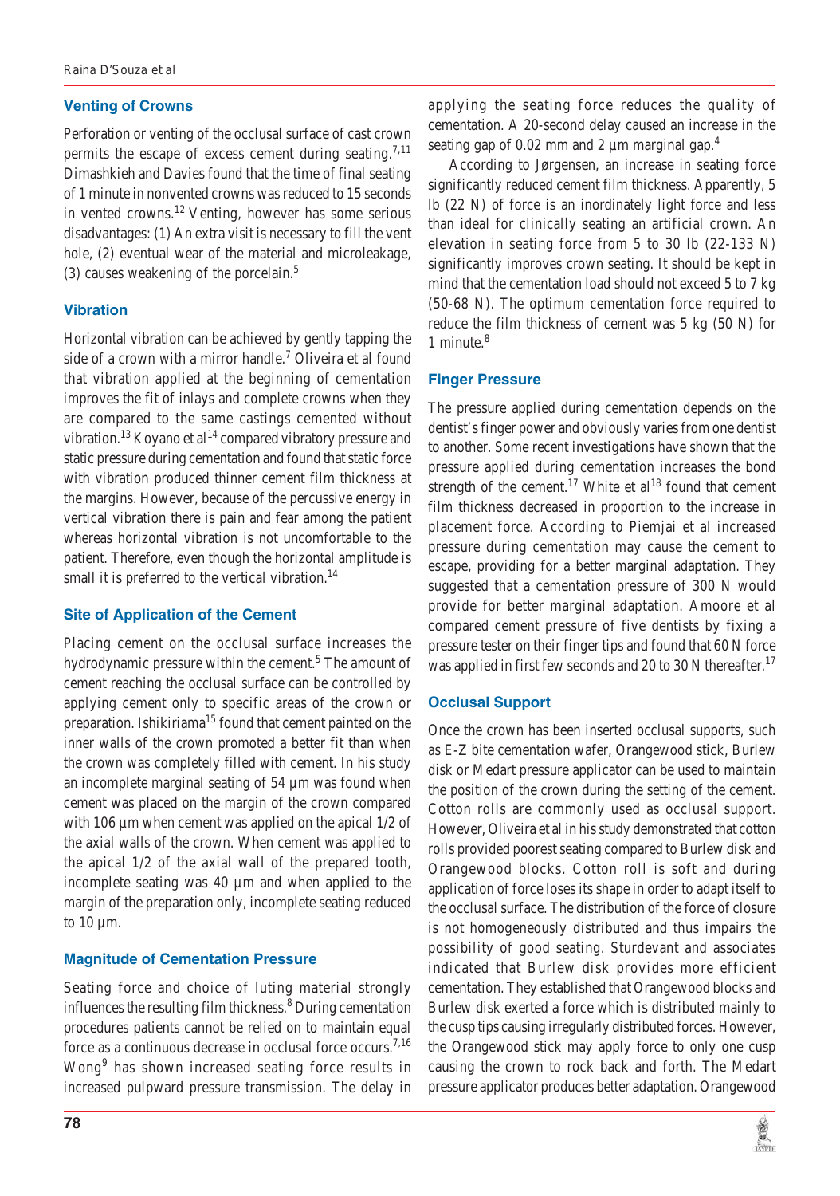## Venting of Crowns

Perforation or venting of the occlusal surface of cast crown permits the escape of excess cement during seating.[7,11] Dimashkieh and Davies found that the time of final seating of 1 minute in nonvented crowns was reduced to 15 seconds in vented crowns.[12] Venting, however has some serious disadvantages: (1) An extra visit is necessary to fill the vent hole, (2) eventual wear of the material and microleakage, (3) causes weakening of the porcelain.[5]

## Vibration

Horizontal vibration can be achieved by gently tapping the side of a crown with a mirror handle.[7] Oliveira et al found that vibration applied at the beginning of cementation improves the fit of inlays and complete crowns when they are compared to the same castings cemented without vibration.[13] Koyano et al[14] compared vibratory pressure and static pressure during cementation and found that static force with vibration produced thinner cement film thickness at the margins. However, because of the percussive energy in vertical vibration there is pain and fear among the patient whereas horizontal vibration is not uncomfortable to the patient. Therefore, even though the horizontal amplitude is small it is preferred to the vertical vibration.[14]

## Site of Application of the Cement

Placing cement on the occlusal surface increases the hydrodynamic pressure within the cement.[5] The amount of cement reaching the occlusal surface can be controlled by applying cement only to specific areas of the crown or preparation. Ishikiriama[15] found that cement painted on the inner walls of the crown promoted a better fit than when the crown was completely filled with cement. In his study an incomplete marginal seating of 54 µm was found when cement was placed on the margin of the crown compared with 106 µm when cement was applied on the apical 1/2 of the axial walls of the crown. When cement was applied to the apical 1/2 of the axial wall of the prepared tooth, incomplete seating was 40 µm and when applied to the margin of the preparation only, incomplete seating reduced to 10 µm.

## Magnitude of Cementation Pressure

Seating force and choice of luting material strongly influences the resulting film thickness.[8] During cementation procedures patients cannot be relied on to maintain equal force as a continuous decrease in occlusal force occurs.[7,16] Wong[9] has shown increased seating force results in increased pulpward pressure transmission. The delay in applying the seating force reduces the quality of cementation. A 20-second delay caused an increase in the seating gap of 0.02 mm and 2 µm marginal gap.[4]

According to Jørgensen, an increase in seating force significantly reduced cement film thickness. Apparently, 5 lb (22 N) of force is an inordinately light force and less than ideal for clinically seating an artificial crown. An elevation in seating force from 5 to 30 lb (22-133 N) significantly improves crown seating. It should be kept in mind that the cementation load should not exceed 5 to 7 kg (50-68 N). The optimum cementation force required to reduce the film thickness of cement was 5 kg (50 N) for 1 minute.[8]

## Finger Pressure

The pressure applied during cementation depends on the dentist's finger power and obviously varies from one dentist to another. Some recent investigations have shown that the pressure applied during cementation increases the bond strength of the cement.[17] White et al[18] found that cement film thickness decreased in proportion to the increase in placement force. According to Piemjai et al increased pressure during cementation may cause the cement to escape, providing for a better marginal adaptation. They suggested that a cementation pressure of 300 N would provide for better marginal adaptation. Amoore et al compared cement pressure of five dentists by fixing a pressure tester on their finger tips and found that 60 N force was applied in first few seconds and 20 to 30 N thereafter.[17]

## Occlusal Support

Once the crown has been inserted occlusal supports, such as E-Z bite cementation wafer, Orangewood stick, Burlew disk or Medart pressure applicator can be used to maintain the position of the crown during the setting of the cement. Cotton rolls are commonly used as occlusal support. However, Oliveira et al in his study demonstrated that cotton rolls provided poorest seating compared to Burlew disk and Orangewood blocks. Cotton roll is soft and during application of force loses its shape in order to adapt itself to the occlusal surface. The distribution of the force of closure is not homogeneously distributed and thus impairs the possibility of good seating. Sturdevant and associates indicated that Burlew disk provides more efficient cementation. They established that Orangewood blocks and Burlew disk exerted a force which is distributed mainly to the cusp tips causing irregularly distributed forces. However, the Orangewood stick may apply force to only one cusp causing the crown to rock back and forth. The Medart pressure applicator produces better adaptation. Orangewood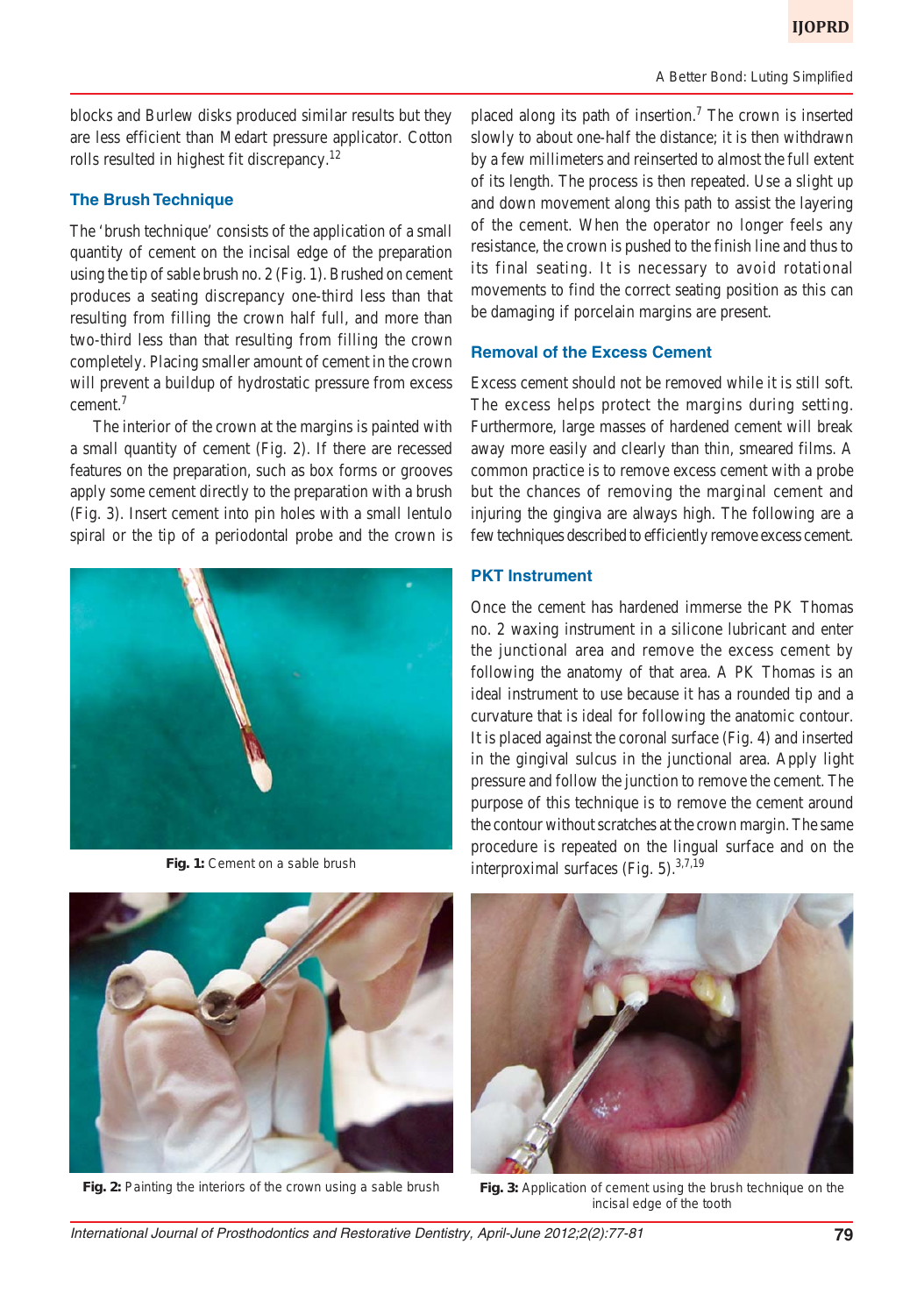blocks and Burlew disks produced similar results but they are less efficient than Medart pressure applicator. Cotton rolls resulted in highest fit discrepancy.[12]

### The Brush Technique

The 'brush technique' consists of the application of a small quantity of cement on the incisal edge of the preparation using the tip of sable brush no. 2 (Fig. 1). Brushed on cement produces a seating discrepancy one-third less than that resulting from filling the crown half full, and more than two-third less than that resulting from filling the crown completely. Placing smaller amount of cement in the crown will prevent a buildup of hydrostatic pressure from excess cement.[7]

The interior of the crown at the margins is painted with a small quantity of cement (Fig. 2). If there are recessed features on the preparation, such as box forms or grooves apply some cement directly to the preparation with a brush (Fig. 3). Insert cement into pin holes with a small lentulo spiral or the tip of a periodontal probe and the crown is placed along its path of insertion.[7] The crown is inserted slowly to about one-half the distance; it is then withdrawn by a few millimeters and reinserted to almost the full extent of its length. The process is then repeated. Use a slight up and down movement along this path to assist the layering of the cement. When the operator no longer feels any resistance, the crown is pushed to the finish line and thus to its final seating. It is necessary to avoid rotational movements to find the correct seating position as this can be damaging if porcelain margins are present.

**Fig. 1:** Cement on a sable brush

### Removal of the Excess Cement

Excess cement should not be removed while it is still soft. The excess helps protect the margins during setting. Furthermore, large masses of hardened cement will break away more easily and clearly than thin, smeared films. A common practice is to remove excess cement with a probe but the chances of removing the marginal cement and injuring the gingiva are always high. The following are a few techniques described to efficiently remove excess cement.

### PKT Instrument

Once the cement has hardened immerse the PK Thomas no. 2 waxing instrument in a silicone lubricant and enter the junctional area and remove the excess cement by following the anatomy of that area. A PK Thomas is an ideal instrument to use because it has a rounded tip and a curvature that is ideal for following the anatomic contour. It is placed against the coronal surface (Fig. 4) and inserted in the gingival sulcus in the junctional area. Apply light pressure and follow the junction to remove the cement. The purpose of this technique is to remove the cement around the contour without scratches at the crown margin. The same procedure is repeated on the lingual surface and on the interproximal surfaces (Fig. 5).[3,7,19]

**Fig. 2:** Painting the interiors of the crown using a sable brush

**Fig. 3:** Application of cement using the brush technique on the incisal edge of the tooth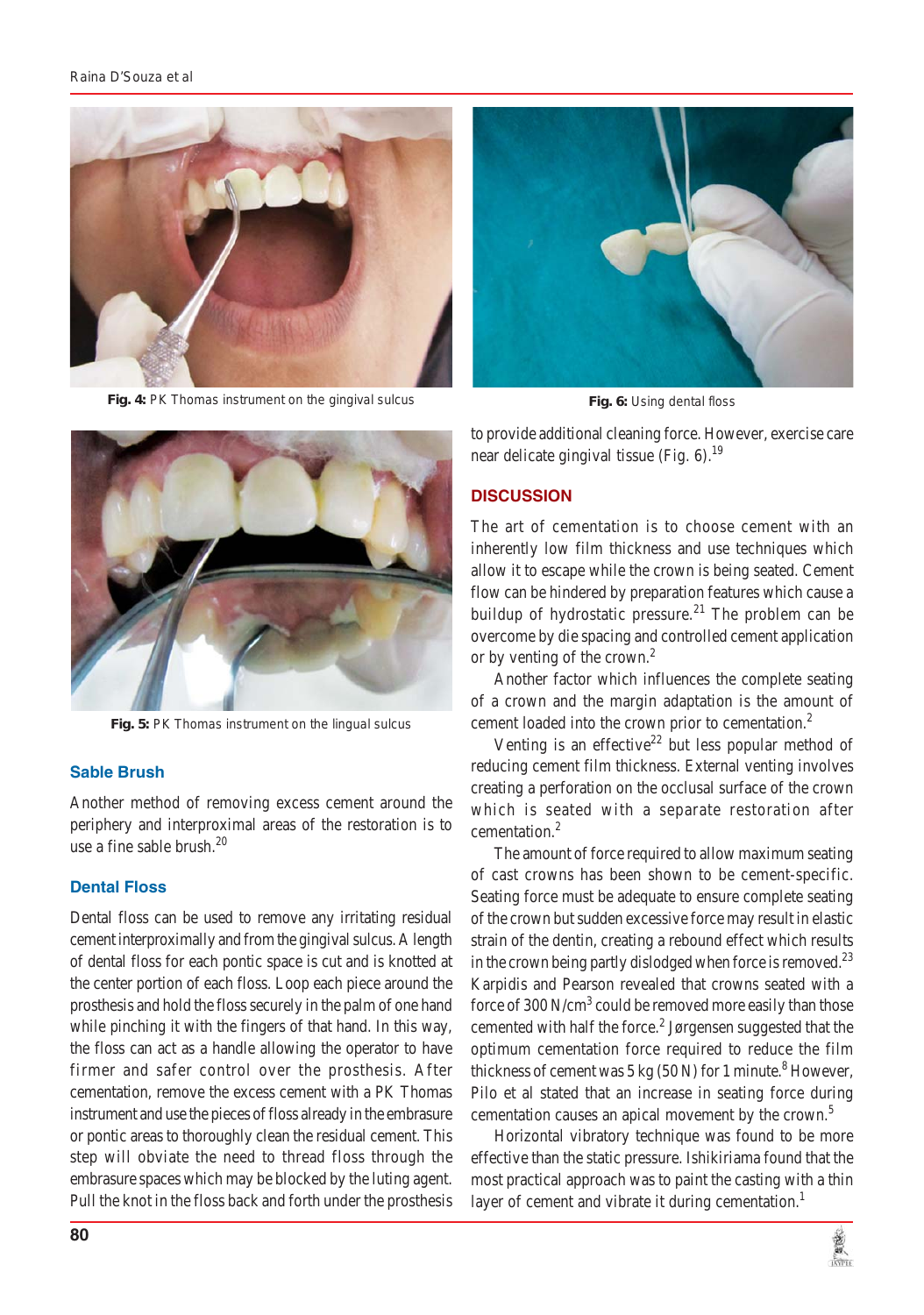Fig. 4: PK Thomas instrument on the gingival sulcus

Fig. 5: PK Thomas instrument on the lingual sulcus

### Sable Brush

Another method of removing excess cement around the periphery and interproximal areas of the restoration is to use a fine sable brush.[20]

### Dental Floss

Dental floss can be used to remove any irritating residual cement interproximally and from the gingival sulcus. A length of dental floss for each pontic space is cut and is knotted at the center portion of each floss. Loop each piece around the prosthesis and hold the floss securely in the palm of one hand while pinching it with the fingers of that hand. In this way, the floss can act as a handle allowing the operator to have firmer and safer control over the prosthesis. After cementation, remove the excess cement with a PK Thomas instrument and use the pieces of floss already in the embrasure or pontic areas to thoroughly clean the residual cement. This step will obviate the need to thread floss through the embrasure spaces which may be blocked by the luting agent. Pull the knot in the floss back and forth under the prosthesis to provide additional cleaning force. However, exercise care near delicate gingival tissue (Fig. 6).[19]

Fig. 6: Using dental floss

## DISCUSSION

The art of cementation is to choose cement with an inherently low film thickness and use techniques which allow it to escape while the crown is being seated. Cement flow can be hindered by preparation features which cause a buildup of hydrostatic pressure.[21] The problem can be overcome by die spacing and controlled cement application or by venting of the crown.[2]

Another factor which influences the complete seating of a crown and the margin adaptation is the amount of cement loaded into the crown prior to cementation.[2]

Venting is an effective[22] but less popular method of reducing cement film thickness. External venting involves creating a perforation on the occlusal surface of the crown which is seated with a separate restoration after cementation.[2]

The amount of force required to allow maximum seating of cast crowns has been shown to be cement-specific. Seating force must be adequate to ensure complete seating of the crown but sudden excessive force may result in elastic strain of the dentin, creating a rebound effect which results in the crown being partly dislodged when force is removed.[23] Karpidis and Pearson revealed that crowns seated with a force of 300 N/cm$^3$ could be removed more easily than those cemented with half the force.[2] Jørgensen suggested that the optimum cementation force required to reduce the film thickness of cement was 5 kg (50 N) for 1 minute.[8] However, Pilo et al stated that an increase in seating force during cementation causes an apical movement by the crown.[5]

Horizontal vibratory technique was found to be more effective than the static pressure. Ishikiriama found that the most practical approach was to paint the casting with a thin layer of cement and vibrate it during cementation.[1]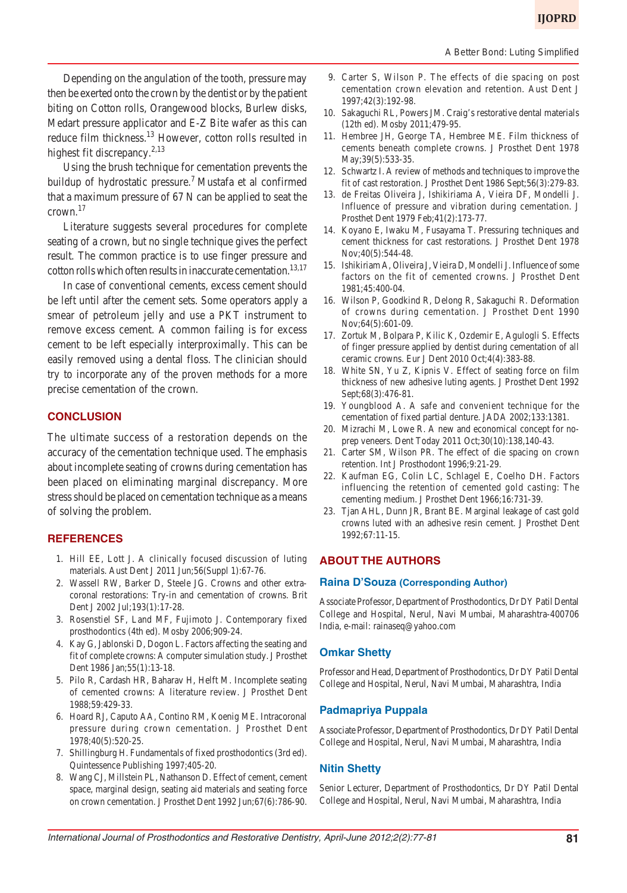Depending on the angulation of the tooth, pressure may then be exerted onto the crown by the dentist or by the patient biting on Cotton rolls, Orangewood blocks, Burlew disks, Medart pressure applicator and E-Z Bite wafer as this can reduce film thickness.[13] However, cotton rolls resulted in highest fit discrepancy.[2,13]

Using the brush technique for cementation prevents the buildup of hydrostatic pressure.[7] Mustafa et al confirmed that a maximum pressure of 67 N can be applied to seat the crown.[17]

Literature suggests several procedures for complete seating of a crown, but no single technique gives the perfect result. The common practice is to use finger pressure and cotton rolls which often results in inaccurate cementation.[13,17]

In case of conventional cements, excess cement should be left until after the cement sets. Some operators apply a smear of petroleum jelly and use a PKT instrument to remove excess cement. A common failing is for excess cement to be left especially interproximally. This can be easily removed using a dental floss. The clinician should try to incorporate any of the proven methods for a more precise cementation of the crown.

## CONCLUSION

The ultimate success of a restoration depends on the accuracy of the cementation technique used. The emphasis about incomplete seating of crowns during cementation has been placed on eliminating marginal discrepancy. More stress should be placed on cementation technique as a means of solving the problem.

## REFERENCES

1. Hill EE, Lott J. A clinically focused discussion of luting materials. Aust Dent J 2011 Jun;56(Suppl 1):67-76.
2. Wassell RW, Barker D, Steele JG. Crowns and other extra-coronal restorations: Try-in and cementation of crowns. Brit Dent J 2002 Jul;193(1):17-28.
3. Rosenstiel SF, Land MF, Fujimoto J. Contemporary fixed prosthodontics (4th ed). Mosby 2006;909-24.
4. Kay G, Jablonski D, Dogon L. Factors affecting the seating and fit of complete crowns: A computer simulation study. J Prosthet Dent 1986 Jan;55(1):13-18.
5. Pilo R, Cardash HR, Baharav H, Helft M. Incomplete seating of cemented crowns: A literature review. J Prosthet Dent 1988;59:429-33.
6. Hoard RJ, Caputo AA, Contino RM, Koenig ME. Intracoronal pressure during crown cementation. J Prosthet Dent 1978;40(5):520-25.
7. Shillingburg H. Fundamentals of fixed prosthodontics (3rd ed). Quintessence Publishing 1997;405-20.
8. Wang CJ, Millstein PL, Nathanson D. Effect of cement, cement space, marginal design, seating aid materials and seating force on crown cementation. J Prosthet Dent 1992 Jun;67(6):786-90.
9. Carter S, Wilson P. The effects of die spacing on post cementation crown elevation and retention. Aust Dent J 1997;42(3):192-98.
10. Sakaguchi RL, Powers JM. Craig's restorative dental materials (12th ed). Mosby 2011;479-95.
11. Hembree JH, George TA, Hembree ME. Film thickness of cements beneath complete crowns. J Prosthet Dent 1978 May;39(5):533-35.
12. Schwartz I. A review of methods and techniques to improve the fit of cast restoration. J Prosthet Dent 1986 Sept;56(3):279-83.
13. de Freitas Oliveira J, Ishikiriama A, Vieira DF, Mondelli J. Influence of pressure and vibration during cementation. J Prosthet Dent 1979 Feb;41(2):173-77.
14. Koyano E, Iwaku M, Fusayama T. Pressuring techniques and cement thickness for cast restorations. J Prosthet Dent 1978 Nov;40(5):544-48.
15. Ishikiriam A, Oliveira J, Vieira D, Mondelli J. Influence of some factors on the fit of cemented crowns. J Prosthet Dent 1981;45:400-04.
16. Wilson P, Goodkind R, Delong R, Sakaguchi R. Deformation of crowns during cementation. J Prosthet Dent 1990 Nov;64(5):601-09.
17. Zortuk M, Bolpara P, Kilic K, Ozdemir E, Agulogli S. Effects of finger pressure applied by dentist during cementation of all ceramic crowns. Eur J Dent 2010 Oct;4(4):383-88.
18. White SN, Yu Z, Kipnis V. Effect of seating force on film thickness of new adhesive luting agents. J Prosthet Dent 1992 Sept;68(3):476-81.
19. Youngblood A. A safe and convenient technique for the cementation of fixed partial denture. JADA 2002;133:1381.
20. Mizrachi M, Lowe R. A new and economical concept for no-prep veneers. Dent Today 2011 Oct;30(10):138,140-43.
21. Carter SM, Wilson PR. The effect of die spacing on crown retention. Int J Prosthodont 1996;9:21-29.
22. Kaufman EG, Colin LC, Schlagel E, Coelho DH. Factors influencing the retention of cemented gold casting: The cementing medium. J Prosthet Dent 1966;16:731-39.
23. Tjan AHL, Dunn JR, Brant BE. Marginal leakage of cast gold crowns luted with an adhesive resin cement. J Prosthet Dent 1992;67:11-15.

## ABOUT THE AUTHORS

### Raina D'Souza (Corresponding Author)

Associate Professor, Department of Prosthodontics, Dr DY Patil Dental College and Hospital, Nerul, Navi Mumbai, Maharashtra-400706 India, e-mail: rainaseq@yahoo.com

### Omkar Shetty

Professor and Head, Department of Prosthodontics, Dr DY Patil Dental College and Hospital, Nerul, Navi Mumbai, Maharashtra, India

### Padmapriya Puppala

Associate Professor, Department of Prosthodontics, Dr DY Patil Dental College and Hospital, Nerul, Navi Mumbai, Maharashtra, India

### Nitin Shetty

Senior Lecturer, Department of Prosthodontics, Dr DY Patil Dental College and Hospital, Nerul, Navi Mumbai, Maharashtra, India